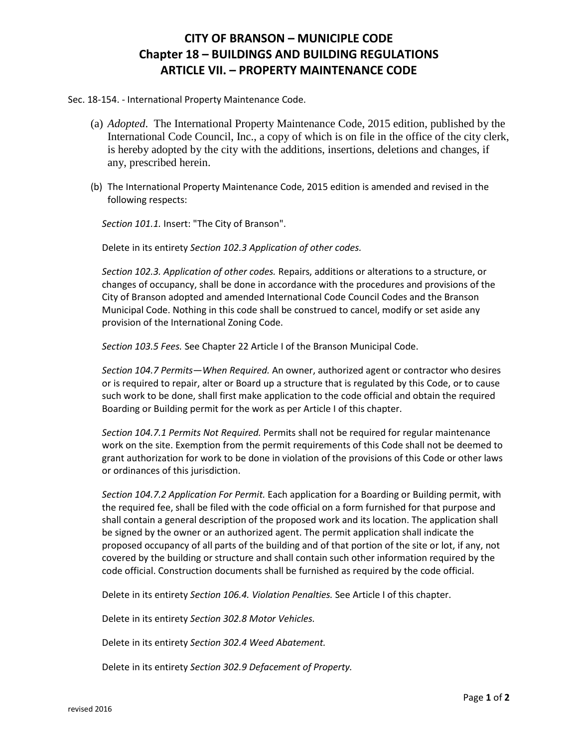# CITY OF BRANSON – MUNICIPLE CODE
## Chapter 18 – BUILDINGS AND BUILDING REGULATIONS
## ARTICLE VII. – PROPERTY MAINTENANCE CODE

Sec. 18-154. - International Property Maintenance Code.

(a) *Adopted*. The International Property Maintenance Code, 2015 edition, published by the International Code Council, Inc., a copy of which is on file in the office of the city clerk, is hereby adopted by the city with the additions, insertions, deletions and changes, if any, prescribed herein.

(b) The International Property Maintenance Code, 2015 edition is amended and revised in the following respects:

*Section 101.1.* Insert: "The City of Branson".

Delete in its entirety *Section 102.3 Application of other codes.*

*Section 102.3. Application of other codes.* Repairs, additions or alterations to a structure, or changes of occupancy, shall be done in accordance with the procedures and provisions of the City of Branson adopted and amended International Code Council Codes and the Branson Municipal Code. Nothing in this code shall be construed to cancel, modify or set aside any provision of the International Zoning Code.

*Section 103.5 Fees.* See Chapter 22 Article I of the Branson Municipal Code.

*Section 104.7 Permits—When Required.* An owner, authorized agent or contractor who desires or is required to repair, alter or Board up a structure that is regulated by this Code, or to cause such work to be done, shall first make application to the code official and obtain the required Boarding or Building permit for the work as per Article I of this chapter.

*Section 104.7.1 Permits Not Required.* Permits shall not be required for regular maintenance work on the site. Exemption from the permit requirements of this Code shall not be deemed to grant authorization for work to be done in violation of the provisions of this Code or other laws or ordinances of this jurisdiction.

*Section 104.7.2 Application For Permit.* Each application for a Boarding or Building permit, with the required fee, shall be filed with the code official on a form furnished for that purpose and shall contain a general description of the proposed work and its location. The application shall be signed by the owner or an authorized agent. The permit application shall indicate the proposed occupancy of all parts of the building and of that portion of the site or lot, if any, not covered by the building or structure and shall contain such other information required by the code official. Construction documents shall be furnished as required by the code official.

Delete in its entirety *Section 106.4. Violation Penalties.* See Article I of this chapter.

Delete in its entirety *Section 302.8 Motor Vehicles.*

Delete in its entirety *Section 302.4 Weed Abatement.*

Delete in its entirety *Section 302.9 Defacement of Property.*

revised 2016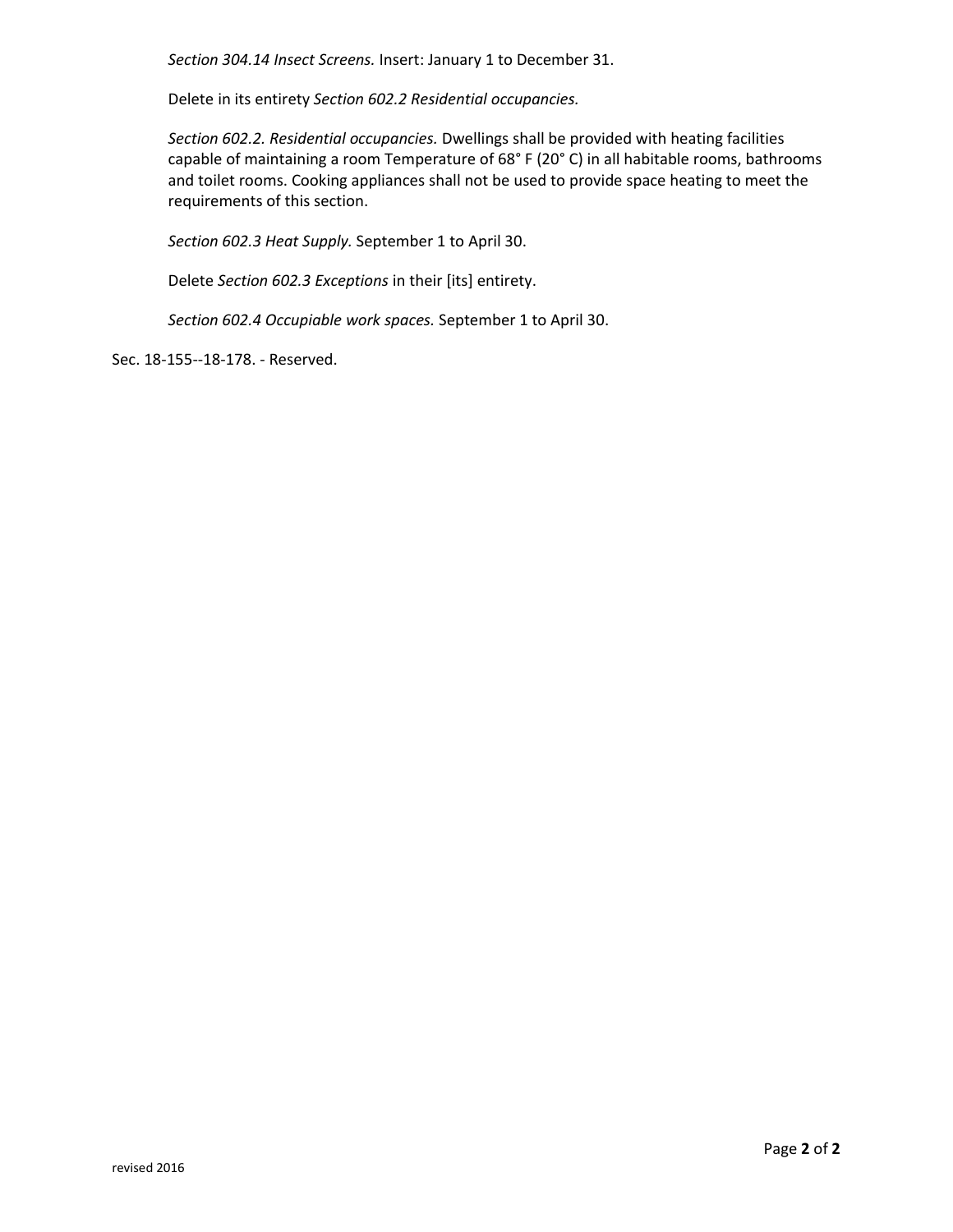*Section 304.14 Insect Screens.* Insert: January 1 to December 31.

Delete in its entirety *Section 602.2 Residential occupancies.*

*Section 602.2. Residential occupancies.* Dwellings shall be provided with heating facilities capable of maintaining a room Temperature of 68° F (20° C) in all habitable rooms, bathrooms and toilet rooms. Cooking appliances shall not be used to provide space heating to meet the requirements of this section.

*Section 602.3 Heat Supply.* September 1 to April 30.

Delete *Section 602.3 Exceptions* in their [its] entirety.

*Section 602.4 Occupiable work spaces.* September 1 to April 30.

Sec. 18-155--18-178. - Reserved.

revised 2016